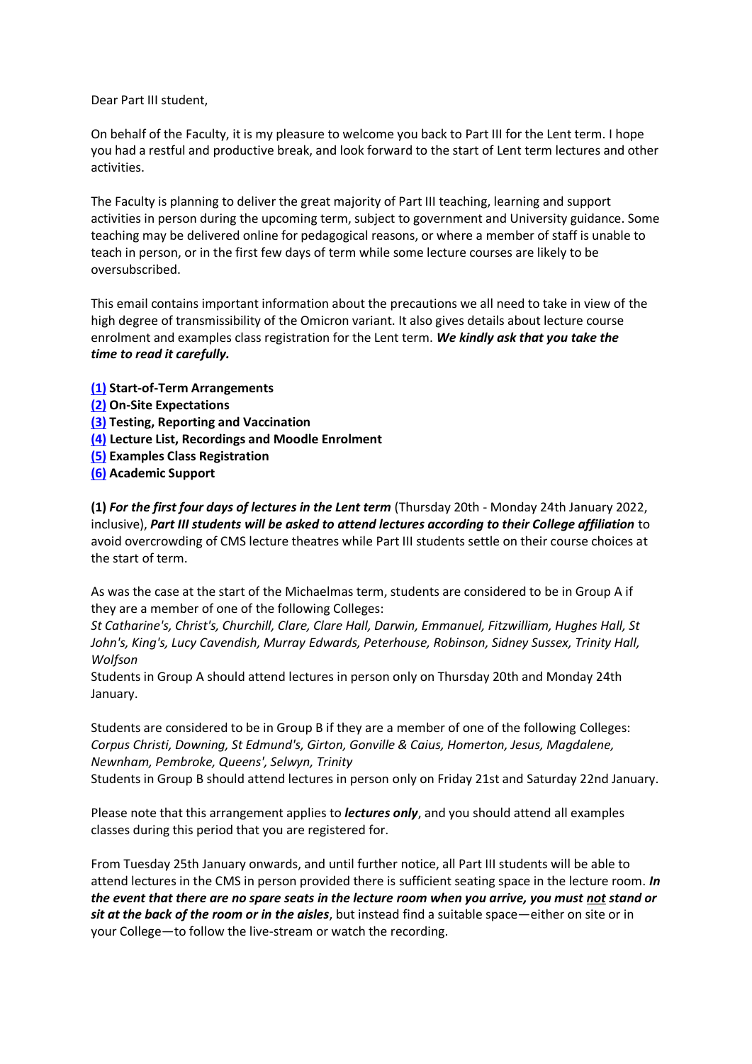Dear Part III student,

On behalf of the Faculty, it is my pleasure to welcome you back to Part III for the Lent term. I hope you had a restful and productive break, and look forward to the start of Lent term lectures and other activities.

The Faculty is planning to deliver the great majority of Part III teaching, learning and support activities in person during the upcoming term, subject to government and University guidance. Some teaching may be delivered online for pedagogical reasons, or where a member of staff is unable to teach in person, or in the first few days of term while some lecture courses are likely to be oversubscribed.

This email contains important information about the precautions we all need to take in view of the high degree of transmissibility of the Omicron variant. It also gives details about lecture course enrolment and examples class registration for the Lent term. ***We kindly ask that you take the time to read it carefully.***

**(1) Start-of-Term Arrangements**
**(2) On-Site Expectations**
**(3) Testing, Reporting and Vaccination**
**(4) Lecture List, Recordings and Moodle Enrolment**
**(5) Examples Class Registration**
**(6) Academic Support**

**(1)** ***For the first four days of lectures in the Lent term*** (Thursday 20th - Monday 24th January 2022, inclusive), ***Part III students will be asked to attend lectures according to their College affiliation*** to avoid overcrowding of CMS lecture theatres while Part III students settle on their course choices at the start of term.

As was the case at the start of the Michaelmas term, students are considered to be in Group A if they are a member of one of the following Colleges:
*St Catharine's, Christ's, Churchill, Clare, Clare Hall, Darwin, Emmanuel, Fitzwilliam, Hughes Hall, St John's, King's, Lucy Cavendish, Murray Edwards, Peterhouse, Robinson, Sidney Sussex, Trinity Hall, Wolfson*
Students in Group A should attend lectures in person only on Thursday 20th and Monday 24th January.

Students are considered to be in Group B if they are a member of one of the following Colleges:
*Corpus Christi, Downing, St Edmund's, Girton, Gonville & Caius, Homerton, Jesus, Magdalene, Newnham, Pembroke, Queens', Selwyn, Trinity*
Students in Group B should attend lectures in person only on Friday 21st and Saturday 22nd January.

Please note that this arrangement applies to ***lectures only***, and you should attend all examples classes during this period that you are registered for.

From Tuesday 25th January onwards, and until further notice, all Part III students will be able to attend lectures in the CMS in person provided there is sufficient seating space in the lecture room. ***In the event that there are no spare seats in the lecture room when you arrive, you must <u>not</u> stand or sit at the back of the room or in the aisles***, but instead find a suitable space—either on site or in your College—to follow the live-stream or watch the recording.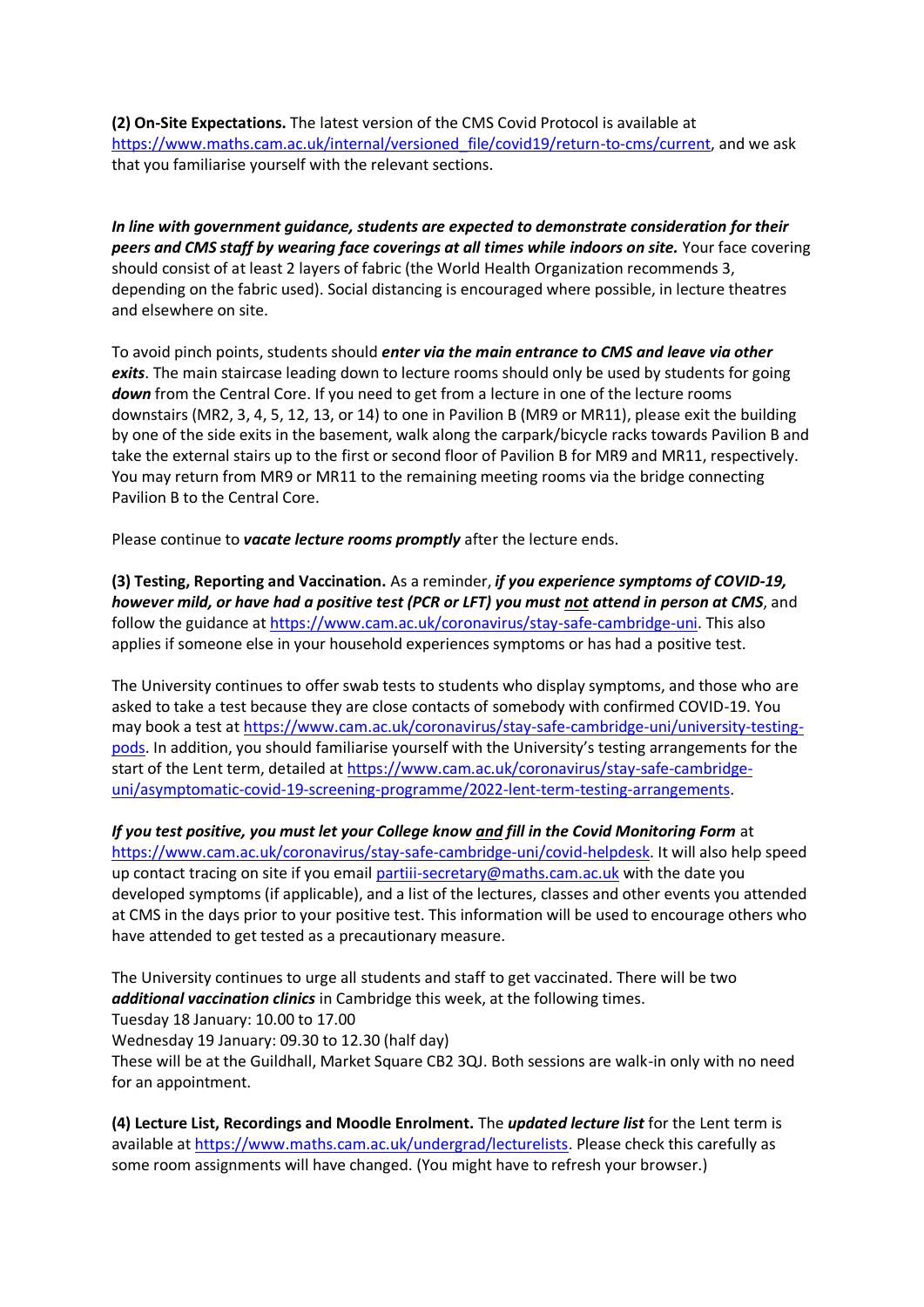**(2) On-Site Expectations.** The latest version of the CMS Covid Protocol is available at https://www.maths.cam.ac.uk/internal/versioned_file/covid19/return-to-cms/current, and we ask that you familiarise yourself with the relevant sections.

***In line with government guidance, students are expected to demonstrate consideration for their peers and CMS staff by wearing face coverings at all times while indoors on site.*** Your face covering should consist of at least 2 layers of fabric (the World Health Organization recommends 3, depending on the fabric used). Social distancing is encouraged where possible, in lecture theatres and elsewhere on site.

To avoid pinch points, students should ***enter via the main entrance to CMS and leave via other exits***. The main staircase leading down to lecture rooms should only be used by students for going ***down*** from the Central Core. If you need to get from a lecture in one of the lecture rooms downstairs (MR2, 3, 4, 5, 12, 13, or 14) to one in Pavilion B (MR9 or MR11), please exit the building by one of the side exits in the basement, walk along the carpark/bicycle racks towards Pavilion B and take the external stairs up to the first or second floor of Pavilion B for MR9 and MR11, respectively. You may return from MR9 or MR11 to the remaining meeting rooms via the bridge connecting Pavilion B to the Central Core.

Please continue to ***vacate lecture rooms promptly*** after the lecture ends.

**(3) Testing, Reporting and Vaccination.** As a reminder, ***if you experience symptoms of COVID-19, however mild, or have had a positive test (PCR or LFT) you must <u>not</u> attend in person at CMS***, and follow the guidance at https://www.cam.ac.uk/coronavirus/stay-safe-cambridge-uni. This also applies if someone else in your household experiences symptoms or has had a positive test.

The University continues to offer swab tests to students who display symptoms, and those who are asked to take a test because they are close contacts of somebody with confirmed COVID-19. You may book a test at https://www.cam.ac.uk/coronavirus/stay-safe-cambridge-uni/university-testing-pods. In addition, you should familiarise yourself with the University's testing arrangements for the start of the Lent term, detailed at https://www.cam.ac.uk/coronavirus/stay-safe-cambridge-uni/asymptomatic-covid-19-screening-programme/2022-lent-term-testing-arrangements.

***If you test positive, you must let your College know <u>and</u> fill in the Covid Monitoring Form*** at https://www.cam.ac.uk/coronavirus/stay-safe-cambridge-uni/covid-helpdesk. It will also help speed up contact tracing on site if you email partiii-secretary@maths.cam.ac.uk with the date you developed symptoms (if applicable), and a list of the lectures, classes and other events you attended at CMS in the days prior to your positive test. This information will be used to encourage others who have attended to get tested as a precautionary measure.

The University continues to urge all students and staff to get vaccinated. There will be two ***additional vaccination clinics*** in Cambridge this week, at the following times.
Tuesday 18 January: 10.00 to 17.00
Wednesday 19 January: 09.30 to 12.30 (half day)
These will be at the Guildhall, Market Square CB2 3QJ. Both sessions are walk-in only with no need for an appointment.

**(4) Lecture List, Recordings and Moodle Enrolment.** The ***updated lecture list*** for the Lent term is available at https://www.maths.cam.ac.uk/undergrad/lecturelists. Please check this carefully as some room assignments will have changed. (You might have to refresh your browser.)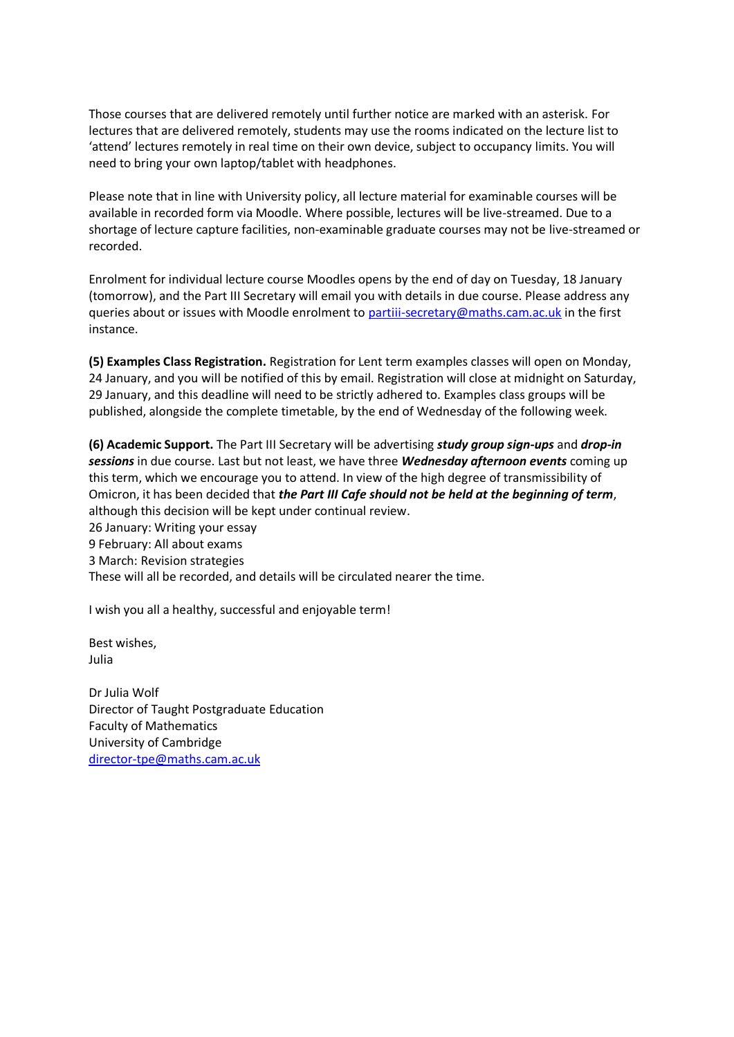Those courses that are delivered remotely until further notice are marked with an asterisk. For lectures that are delivered remotely, students may use the rooms indicated on the lecture list to 'attend' lectures remotely in real time on their own device, subject to occupancy limits. You will need to bring your own laptop/tablet with headphones.

Please note that in line with University policy, all lecture material for examinable courses will be available in recorded form via Moodle. Where possible, lectures will be live-streamed. Due to a shortage of lecture capture facilities, non-examinable graduate courses may not be live-streamed or recorded.

Enrolment for individual lecture course Moodles opens by the end of day on Tuesday, 18 January (tomorrow), and the Part III Secretary will email you with details in due course. Please address any queries about or issues with Moodle enrolment to [partiii-secretary@maths.cam.ac.uk](mailto:partiii-secretary@maths.cam.ac.uk) in the first instance.

**(5) Examples Class Registration.** Registration for Lent term examples classes will open on Monday, 24 January, and you will be notified of this by email. Registration will close at midnight on Saturday, 29 January, and this deadline will need to be strictly adhered to. Examples class groups will be published, alongside the complete timetable, by the end of Wednesday of the following week.

**(6) Academic Support.** The Part III Secretary will be advertising ***study group sign-ups*** and ***drop-in sessions*** in due course. Last but not least, we have three ***Wednesday afternoon events*** coming up this term, which we encourage you to attend. In view of the high degree of transmissibility of Omicron, it has been decided that ***the Part III Cafe should not be held at the beginning of term***, although this decision will be kept under continual review.
26 January: Writing your essay
9 February: All about exams
3 March: Revision strategies
These will all be recorded, and details will be circulated nearer the time.

I wish you all a healthy, successful and enjoyable term!

Best wishes,
Julia

Dr Julia Wolf
Director of Taught Postgraduate Education
Faculty of Mathematics
University of Cambridge
[director-tpe@maths.cam.ac.uk](mailto:director-tpe@maths.cam.ac.uk)